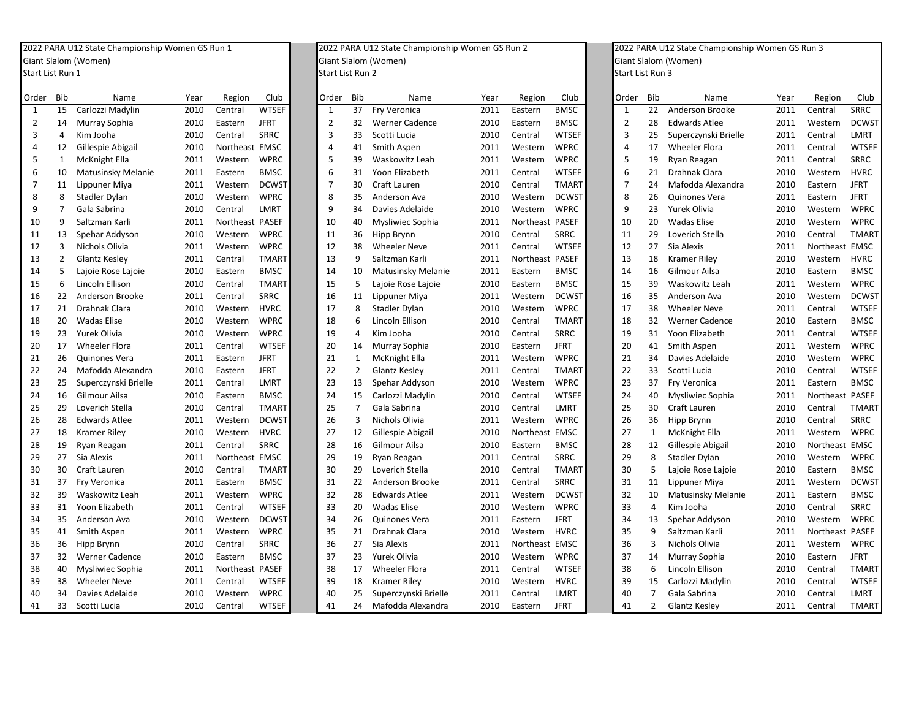## 2022 PARA U12 State Championship Women GS Run 1

Giant Slalom (Women)

Start List Run 1

| Order | Bib | Name | Year | Region | Club |
|---|---|---|---|---|---|
| 1 | 15 | Carlozzi Madylin | 2010 | Central | WTSEF |
| 2 | 14 | Murray Sophia | 2010 | Eastern | JFRT |
| 3 | 4 | Kim Jooha | 2010 | Central | SRRC |
| 4 | 12 | Gillespie Abigail | 2010 | Northeast | EMSC |
| 5 | 1 | McKnight Ella | 2011 | Western | WPRC |
| 6 | 10 | Matusinsky Melanie | 2011 | Eastern | BMSC |
| 7 | 11 | Lippuner Miya | 2011 | Western | DCWST |
| 8 | 8 | Stadler Dylan | 2010 | Western | WPRC |
| 9 | 7 | Gala Sabrina | 2010 | Central | LMRT |
| 10 | 9 | Saltzman Karli | 2011 | Northeast | PASEF |
| 11 | 13 | Spehar Addyson | 2010 | Western | WPRC |
| 12 | 3 | Nichols Olivia | 2011 | Western | WPRC |
| 13 | 2 | Glantz Kesley | 2011 | Central | TMART |
| 14 | 5 | Lajoie Rose Lajoie | 2010 | Eastern | BMSC |
| 15 | 6 | Lincoln Ellison | 2010 | Central | TMART |
| 16 | 22 | Anderson Brooke | 2011 | Central | SRRC |
| 17 | 21 | Drahnak Clara | 2010 | Western | HVRC |
| 18 | 20 | Wadas Elise | 2010 | Western | WPRC |
| 19 | 23 | Yurek Olivia | 2010 | Western | WPRC |
| 20 | 17 | Wheeler Flora | 2011 | Central | WTSEF |
| 21 | 26 | Quinones Vera | 2011 | Eastern | JFRT |
| 22 | 24 | Mafodda Alexandra | 2010 | Eastern | JFRT |
| 23 | 25 | Superczynski Brielle | 2011 | Central | LMRT |
| 24 | 16 | Gilmour Ailsa | 2010 | Eastern | BMSC |
| 25 | 29 | Loverich Stella | 2010 | Central | TMART |
| 26 | 28 | Edwards Atlee | 2011 | Western | DCWST |
| 27 | 18 | Kramer Riley | 2010 | Western | HVRC |
| 28 | 19 | Ryan Reagan | 2011 | Central | SRRC |
| 29 | 27 | Sia Alexis | 2011 | Northeast | EMSC |
| 30 | 30 | Craft Lauren | 2010 | Central | TMART |
| 31 | 37 | Fry Veronica | 2011 | Eastern | BMSC |
| 32 | 39 | Waskowitz Leah | 2011 | Western | WPRC |
| 33 | 31 | Yoon Elizabeth | 2011 | Central | WTSEF |
| 34 | 35 | Anderson Ava | 2010 | Western | DCWST |
| 35 | 41 | Smith Aspen | 2011 | Western | WPRC |
| 36 | 36 | Hipp Brynn | 2010 | Central | SRRC |
| 37 | 32 | Werner Cadence | 2010 | Eastern | BMSC |
| 38 | 40 | Mysliwiec Sophia | 2011 | Northeast | PASEF |
| 39 | 38 | Wheeler Neve | 2011 | Central | WTSEF |
| 40 | 34 | Davies Adelaide | 2010 | Western | WPRC |
| 41 | 33 | Scotti Lucia | 2010 | Central | WTSEF |

## 2022 PARA U12 State Championship Women GS Run 2

Giant Slalom (Women)

Start List Run 2

| Order | Bib | Name | Year | Region | Club |
|---|---|---|---|---|---|
| 1 | 37 | Fry Veronica | 2011 | Eastern | BMSC |
| 2 | 32 | Werner Cadence | 2010 | Eastern | BMSC |
| 3 | 33 | Scotti Lucia | 2010 | Central | WTSEF |
| 4 | 41 | Smith Aspen | 2011 | Western | WPRC |
| 5 | 39 | Waskowitz Leah | 2011 | Western | WPRC |
| 6 | 31 | Yoon Elizabeth | 2011 | Central | WTSEF |
| 7 | 30 | Craft Lauren | 2010 | Central | TMART |
| 8 | 35 | Anderson Ava | 2010 | Western | DCWST |
| 9 | 34 | Davies Adelaide | 2010 | Western | WPRC |
| 10 | 40 | Mysliwiec Sophia | 2011 | Northeast | PASEF |
| 11 | 36 | Hipp Brynn | 2010 | Central | SRRC |
| 12 | 38 | Wheeler Neve | 2011 | Central | WTSEF |
| 13 | 9 | Saltzman Karli | 2011 | Northeast | PASEF |
| 14 | 10 | Matusinsky Melanie | 2011 | Eastern | BMSC |
| 15 | 5 | Lajoie Rose Lajoie | 2010 | Eastern | BMSC |
| 16 | 11 | Lippuner Miya | 2011 | Western | DCWST |
| 17 | 8 | Stadler Dylan | 2010 | Western | WPRC |
| 18 | 6 | Lincoln Ellison | 2010 | Central | TMART |
| 19 | 4 | Kim Jooha | 2010 | Central | SRRC |
| 20 | 14 | Murray Sophia | 2010 | Eastern | JFRT |
| 21 | 1 | McKnight Ella | 2011 | Western | WPRC |
| 22 | 2 | Glantz Kesley | 2011 | Central | TMART |
| 23 | 13 | Spehar Addyson | 2010 | Western | WPRC |
| 24 | 15 | Carlozzi Madylin | 2010 | Central | WTSEF |
| 25 | 7 | Gala Sabrina | 2010 | Central | LMRT |
| 26 | 3 | Nichols Olivia | 2011 | Western | WPRC |
| 27 | 12 | Gillespie Abigail | 2010 | Northeast | EMSC |
| 28 | 16 | Gilmour Ailsa | 2010 | Eastern | BMSC |
| 29 | 19 | Ryan Reagan | 2011 | Central | SRRC |
| 30 | 29 | Loverich Stella | 2010 | Central | TMART |
| 31 | 22 | Anderson Brooke | 2011 | Central | SRRC |
| 32 | 28 | Edwards Atlee | 2011 | Western | DCWST |
| 33 | 20 | Wadas Elise | 2010 | Western | WPRC |
| 34 | 26 | Quinones Vera | 2011 | Eastern | JFRT |
| 35 | 21 | Drahnak Clara | 2010 | Western | HVRC |
| 36 | 27 | Sia Alexis | 2011 | Northeast | EMSC |
| 37 | 23 | Yurek Olivia | 2010 | Western | WPRC |
| 38 | 17 | Wheeler Flora | 2011 | Central | WTSEF |
| 39 | 18 | Kramer Riley | 2010 | Western | HVRC |
| 40 | 25 | Superczynski Brielle | 2011 | Central | LMRT |
| 41 | 24 | Mafodda Alexandra | 2010 | Eastern | JFRT |

## 2022 PARA U12 State Championship Women GS Run 3

Giant Slalom (Women)

Start List Run 3

| Order | Bib | Name | Year | Region | Club |
|---|---|---|---|---|---|
| 1 | 22 | Anderson Brooke | 2011 | Central | SRRC |
| 2 | 28 | Edwards Atlee | 2011 | Western | DCWST |
| 3 | 25 | Superczynski Brielle | 2011 | Central | LMRT |
| 4 | 17 | Wheeler Flora | 2011 | Central | WTSEF |
| 5 | 19 | Ryan Reagan | 2011 | Central | SRRC |
| 6 | 21 | Drahnak Clara | 2010 | Western | HVRC |
| 7 | 24 | Mafodda Alexandra | 2010 | Eastern | JFRT |
| 8 | 26 | Quinones Vera | 2011 | Eastern | JFRT |
| 9 | 23 | Yurek Olivia | 2010 | Western | WPRC |
| 10 | 20 | Wadas Elise | 2010 | Western | WPRC |
| 11 | 29 | Loverich Stella | 2010 | Central | TMART |
| 12 | 27 | Sia Alexis | 2011 | Northeast | EMSC |
| 13 | 18 | Kramer Riley | 2010 | Western | HVRC |
| 14 | 16 | Gilmour Ailsa | 2010 | Eastern | BMSC |
| 15 | 39 | Waskowitz Leah | 2011 | Western | WPRC |
| 16 | 35 | Anderson Ava | 2010 | Western | DCWST |
| 17 | 38 | Wheeler Neve | 2011 | Central | WTSEF |
| 18 | 32 | Werner Cadence | 2010 | Eastern | BMSC |
| 19 | 31 | Yoon Elizabeth | 2011 | Central | WTSEF |
| 20 | 41 | Smith Aspen | 2011 | Western | WPRC |
| 21 | 34 | Davies Adelaide | 2010 | Western | WPRC |
| 22 | 33 | Scotti Lucia | 2010 | Central | WTSEF |
| 23 | 37 | Fry Veronica | 2011 | Eastern | BMSC |
| 24 | 40 | Mysliwiec Sophia | 2011 | Northeast | PASEF |
| 25 | 30 | Craft Lauren | 2010 | Central | TMART |
| 26 | 36 | Hipp Brynn | 2010 | Central | SRRC |
| 27 | 1 | McKnight Ella | 2011 | Western | WPRC |
| 28 | 12 | Gillespie Abigail | 2010 | Northeast | EMSC |
| 29 | 8 | Stadler Dylan | 2010 | Western | WPRC |
| 30 | 5 | Lajoie Rose Lajoie | 2010 | Eastern | BMSC |
| 31 | 11 | Lippuner Miya | 2011 | Western | DCWST |
| 32 | 10 | Matusinsky Melanie | 2011 | Eastern | BMSC |
| 33 | 4 | Kim Jooha | 2010 | Central | SRRC |
| 34 | 13 | Spehar Addyson | 2010 | Western | WPRC |
| 35 | 9 | Saltzman Karli | 2011 | Northeast | PASEF |
| 36 | 3 | Nichols Olivia | 2011 | Western | WPRC |
| 37 | 14 | Murray Sophia | 2010 | Eastern | JFRT |
| 38 | 6 | Lincoln Ellison | 2010 | Central | TMART |
| 39 | 15 | Carlozzi Madylin | 2010 | Central | WTSEF |
| 40 | 7 | Gala Sabrina | 2010 | Central | LMRT |
| 41 | 2 | Glantz Kesley | 2011 | Central | TMART |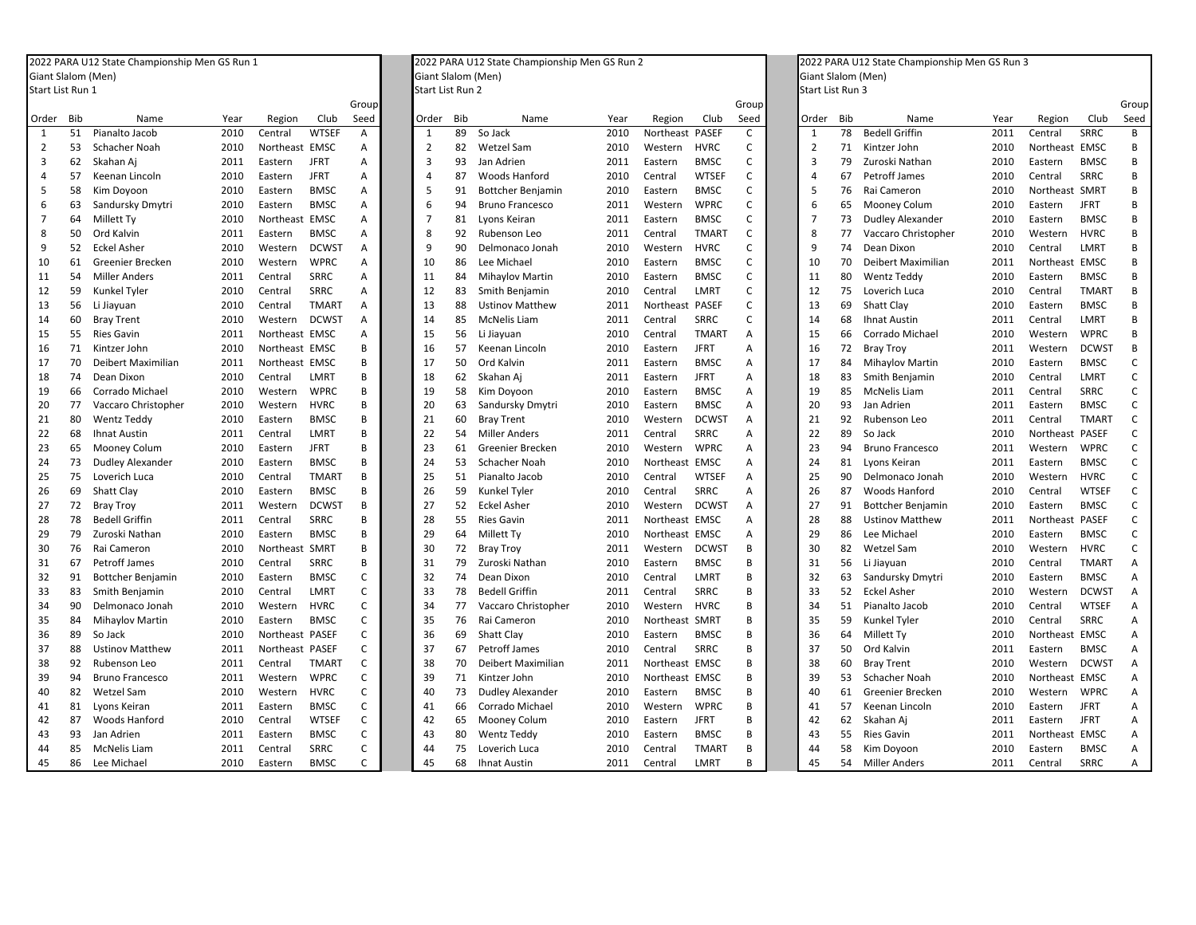## 2022 PARA U12 State Championship Men GS Run 1

Giant Slalom (Men)

Start List Run 1

| Order | Bib | Name | Year | Region | Club | Group Seed |
|---|---|---|---|---|---|---|
| 1 | 51 | Pianalto Jacob | 2010 | Central | WTSEF | A |
| 2 | 53 | Schacher Noah | 2010 | Northeast | EMSC | A |
| 3 | 62 | Skahan Aj | 2011 | Eastern | JFRT | A |
| 4 | 57 | Keenan Lincoln | 2010 | Eastern | JFRT | A |
| 5 | 58 | Kim Doyoon | 2010 | Eastern | BMSC | A |
| 6 | 63 | Sandursky Dmytri | 2010 | Eastern | BMSC | A |
| 7 | 64 | Millett Ty | 2010 | Northeast | EMSC | A |
| 8 | 50 | Ord Kalvin | 2011 | Eastern | BMSC | A |
| 9 | 52 | Eckel Asher | 2010 | Western | DCWST | A |
| 10 | 61 | Greenier Brecken | 2010 | Western | WPRC | A |
| 11 | 54 | Miller Anders | 2011 | Central | SRRC | A |
| 12 | 59 | Kunkel Tyler | 2010 | Central | SRRC | A |
| 13 | 56 | Li Jiayuan | 2010 | Central | TMART | A |
| 14 | 60 | Bray Trent | 2010 | Western | DCWST | A |
| 15 | 55 | Ries Gavin | 2011 | Northeast | EMSC | A |
| 16 | 71 | Kintzer John | 2010 | Northeast | EMSC | B |
| 17 | 70 | Deibert Maximilian | 2011 | Northeast | EMSC | B |
| 18 | 74 | Dean Dixon | 2010 | Central | LMRT | B |
| 19 | 66 | Corrado Michael | 2010 | Western | WPRC | B |
| 20 | 77 | Vaccaro Christopher | 2010 | Western | HVRC | B |
| 21 | 80 | Wentz Teddy | 2010 | Eastern | BMSC | B |
| 22 | 68 | Ihnat Austin | 2011 | Central | LMRT | B |
| 23 | 65 | Mooney Colum | 2010 | Eastern | JFRT | B |
| 24 | 73 | Dudley Alexander | 2010 | Eastern | BMSC | B |
| 25 | 75 | Loverich Luca | 2010 | Central | TMART | B |
| 26 | 69 | Shatt Clay | 2010 | Eastern | BMSC | B |
| 27 | 72 | Bray Troy | 2011 | Western | DCWST | B |
| 28 | 78 | Bedell Griffin | 2011 | Central | SRRC | B |
| 29 | 79 | Zuroski Nathan | 2010 | Eastern | BMSC | B |
| 30 | 76 | Rai Cameron | 2010 | Northeast | SMRT | B |
| 31 | 67 | Petroff James | 2010 | Central | SRRC | B |
| 32 | 91 | Bottcher Benjamin | 2010 | Eastern | BMSC | C |
| 33 | 83 | Smith Benjamin | 2010 | Central | LMRT | C |
| 34 | 90 | Delmonaco Jonah | 2010 | Western | HVRC | C |
| 35 | 84 | Mihaylov Martin | 2010 | Eastern | BMSC | C |
| 36 | 89 | So Jack | 2010 | Northeast | PASEF | C |
| 37 | 88 | Ustinov Matthew | 2011 | Northeast | PASEF | C |
| 38 | 92 | Rubenson Leo | 2011 | Central | TMART | C |
| 39 | 94 | Bruno Francesco | 2011 | Western | WPRC | C |
| 40 | 82 | Wetzel Sam | 2010 | Western | HVRC | C |
| 41 | 81 | Lyons Keiran | 2011 | Eastern | BMSC | C |
| 42 | 87 | Woods Hanford | 2010 | Central | WTSEF | C |
| 43 | 93 | Jan Adrien | 2011 | Eastern | BMSC | C |
| 44 | 85 | McNelis Liam | 2011 | Central | SRRC | C |
| 45 | 86 | Lee Michael | 2010 | Eastern | BMSC | C |

## 2022 PARA U12 State Championship Men GS Run 2

Giant Slalom (Men)

Start List Run 2

| Order | Bib | Name | Year | Region | Club | Group Seed |
|---|---|---|---|---|---|---|
| 1 | 89 | So Jack | 2010 | Northeast | PASEF | C |
| 2 | 82 | Wetzel Sam | 2010 | Western | HVRC | C |
| 3 | 93 | Jan Adrien | 2011 | Eastern | BMSC | C |
| 4 | 87 | Woods Hanford | 2010 | Central | WTSEF | C |
| 5 | 91 | Bottcher Benjamin | 2010 | Eastern | BMSC | C |
| 6 | 94 | Bruno Francesco | 2011 | Western | WPRC | C |
| 7 | 81 | Lyons Keiran | 2011 | Eastern | BMSC | C |
| 8 | 92 | Rubenson Leo | 2011 | Central | TMART | C |
| 9 | 90 | Delmonaco Jonah | 2010 | Western | HVRC | C |
| 10 | 86 | Lee Michael | 2010 | Eastern | BMSC | C |
| 11 | 84 | Mihaylov Martin | 2010 | Eastern | BMSC | C |
| 12 | 83 | Smith Benjamin | 2010 | Central | LMRT | C |
| 13 | 88 | Ustinov Matthew | 2011 | Northeast | PASEF | C |
| 14 | 85 | McNelis Liam | 2011 | Central | SRRC | C |
| 15 | 56 | Li Jiayuan | 2010 | Central | TMART | A |
| 16 | 57 | Keenan Lincoln | 2010 | Eastern | JFRT | A |
| 17 | 50 | Ord Kalvin | 2011 | Eastern | BMSC | A |
| 18 | 62 | Skahan Aj | 2011 | Eastern | JFRT | A |
| 19 | 58 | Kim Doyoon | 2010 | Eastern | BMSC | A |
| 20 | 63 | Sandursky Dmytri | 2010 | Eastern | BMSC | A |
| 21 | 60 | Bray Trent | 2010 | Western | DCWST | A |
| 22 | 54 | Miller Anders | 2011 | Central | SRRC | A |
| 23 | 61 | Greenier Brecken | 2010 | Western | WPRC | A |
| 24 | 53 | Schacher Noah | 2010 | Northeast | EMSC | A |
| 25 | 51 | Pianalto Jacob | 2010 | Central | WTSEF | A |
| 26 | 59 | Kunkel Tyler | 2010 | Central | SRRC | A |
| 27 | 52 | Eckel Asher | 2010 | Western | DCWST | A |
| 28 | 55 | Ries Gavin | 2011 | Northeast | EMSC | A |
| 29 | 64 | Millett Ty | 2010 | Northeast | EMSC | A |
| 30 | 72 | Bray Troy | 2011 | Western | DCWST | B |
| 31 | 79 | Zuroski Nathan | 2010 | Eastern | BMSC | B |
| 32 | 74 | Dean Dixon | 2010 | Central | LMRT | B |
| 33 | 78 | Bedell Griffin | 2011 | Central | SRRC | B |
| 34 | 77 | Vaccaro Christopher | 2010 | Western | HVRC | B |
| 35 | 76 | Rai Cameron | 2010 | Northeast | SMRT | B |
| 36 | 69 | Shatt Clay | 2010 | Eastern | BMSC | B |
| 37 | 67 | Petroff James | 2010 | Central | SRRC | B |
| 38 | 70 | Deibert Maximilian | 2011 | Northeast | EMSC | B |
| 39 | 71 | Kintzer John | 2010 | Northeast | EMSC | B |
| 40 | 73 | Dudley Alexander | 2010 | Eastern | BMSC | B |
| 41 | 66 | Corrado Michael | 2010 | Western | WPRC | B |
| 42 | 65 | Mooney Colum | 2010 | Eastern | JFRT | B |
| 43 | 80 | Wentz Teddy | 2010 | Eastern | BMSC | B |
| 44 | 75 | Loverich Luca | 2010 | Central | TMART | B |
| 45 | 68 | Ihnat Austin | 2011 | Central | LMRT | B |

## 2022 PARA U12 State Championship Men GS Run 3

Giant Slalom (Men)

Start List Run 3

| Order | Bib | Name | Year | Region | Club | Group Seed |
|---|---|---|---|---|---|---|
| 1 | 78 | Bedell Griffin | 2011 | Central | SRRC | B |
| 2 | 71 | Kintzer John | 2010 | Northeast | EMSC | B |
| 3 | 79 | Zuroski Nathan | 2010 | Eastern | BMSC | B |
| 4 | 67 | Petroff James | 2010 | Central | SRRC | B |
| 5 | 76 | Rai Cameron | 2010 | Northeast | SMRT | B |
| 6 | 65 | Mooney Colum | 2010 | Eastern | JFRT | B |
| 7 | 73 | Dudley Alexander | 2010 | Eastern | BMSC | B |
| 8 | 77 | Vaccaro Christopher | 2010 | Western | HVRC | B |
| 9 | 74 | Dean Dixon | 2010 | Central | LMRT | B |
| 10 | 70 | Deibert Maximilian | 2011 | Northeast | EMSC | B |
| 11 | 80 | Wentz Teddy | 2010 | Eastern | BMSC | B |
| 12 | 75 | Loverich Luca | 2010 | Central | TMART | B |
| 13 | 69 | Shatt Clay | 2010 | Eastern | BMSC | B |
| 14 | 68 | Ihnat Austin | 2011 | Central | LMRT | B |
| 15 | 66 | Corrado Michael | 2010 | Western | WPRC | B |
| 16 | 72 | Bray Troy | 2011 | Western | DCWST | B |
| 17 | 84 | Mihaylov Martin | 2010 | Eastern | BMSC | C |
| 18 | 83 | Smith Benjamin | 2010 | Central | LMRT | C |
| 19 | 85 | McNelis Liam | 2011 | Central | SRRC | C |
| 20 | 93 | Jan Adrien | 2011 | Eastern | BMSC | C |
| 21 | 92 | Rubenson Leo | 2011 | Central | TMART | C |
| 22 | 89 | So Jack | 2010 | Northeast | PASEF | C |
| 23 | 94 | Bruno Francesco | 2011 | Western | WPRC | C |
| 24 | 81 | Lyons Keiran | 2011 | Eastern | BMSC | C |
| 25 | 90 | Delmonaco Jonah | 2010 | Western | HVRC | C |
| 26 | 87 | Woods Hanford | 2010 | Central | WTSEF | C |
| 27 | 91 | Bottcher Benjamin | 2010 | Eastern | BMSC | C |
| 28 | 88 | Ustinov Matthew | 2011 | Northeast | PASEF | C |
| 29 | 86 | Lee Michael | 2010 | Eastern | BMSC | C |
| 30 | 82 | Wetzel Sam | 2010 | Western | HVRC | C |
| 31 | 56 | Li Jiayuan | 2010 | Central | TMART | A |
| 32 | 63 | Sandursky Dmytri | 2010 | Eastern | BMSC | A |
| 33 | 52 | Eckel Asher | 2010 | Western | DCWST | A |
| 34 | 51 | Pianalto Jacob | 2010 | Central | WTSEF | A |
| 35 | 59 | Kunkel Tyler | 2010 | Central | SRRC | A |
| 36 | 64 | Millett Ty | 2010 | Northeast | EMSC | A |
| 37 | 50 | Ord Kalvin | 2011 | Eastern | BMSC | A |
| 38 | 60 | Bray Trent | 2010 | Western | DCWST | A |
| 39 | 53 | Schacher Noah | 2010 | Northeast | EMSC | A |
| 40 | 61 | Greenier Brecken | 2010 | Western | WPRC | A |
| 41 | 57 | Keenan Lincoln | 2010 | Eastern | JFRT | A |
| 42 | 62 | Skahan Aj | 2011 | Eastern | JFRT | A |
| 43 | 55 | Ries Gavin | 2011 | Northeast | EMSC | A |
| 44 | 58 | Kim Doyoon | 2010 | Eastern | BMSC | A |
| 45 | 54 | Miller Anders | 2011 | Central | SRRC | A |